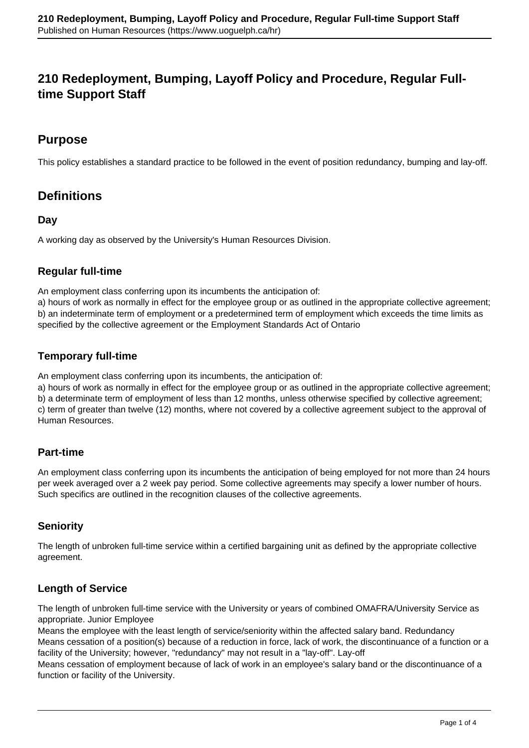# 210 Redeployment, Bumping, Layoff Policy and Procedure, Regular Full-time Support Staff

## Purpose

This policy establishes a standard practice to be followed in the event of position redundancy, bumping and lay-off.

## Definitions

### Day

A working day as observed by the University's Human Resources Division.

### Regular full-time

An employment class conferring upon its incumbents the anticipation of:
a) hours of work as normally in effect for the employee group or as outlined in the appropriate collective agreement;
b) an indeterminate term of employment or a predetermined term of employment which exceeds the time limits as specified by the collective agreement or the Employment Standards Act of Ontario

### Temporary full-time

An employment class conferring upon its incumbents, the anticipation of:
a) hours of work as normally in effect for the employee group or as outlined in the appropriate collective agreement;
b) a determinate term of employment of less than 12 months, unless otherwise specified by collective agreement;
c) term of greater than twelve (12) months, where not covered by a collective agreement subject to the approval of Human Resources.

### Part-time

An employment class conferring upon its incumbents the anticipation of being employed for not more than 24 hours per week averaged over a 2 week pay period. Some collective agreements may specify a lower number of hours. Such specifics are outlined in the recognition clauses of the collective agreements.

### Seniority

The length of unbroken full-time service within a certified bargaining unit as defined by the appropriate collective agreement.

### Length of Service

The length of unbroken full-time service with the University or years of combined OMAFRA/University Service as appropriate. Junior Employee
Means the employee with the least length of service/seniority within the affected salary band. Redundancy
Means cessation of a position(s) because of a reduction in force, lack of work, the discontinuance of a function or a facility of the University; however, "redundancy" may not result in a "lay-off". Lay-off
Means cessation of employment because of lack of work in an employee's salary band or the discontinuance of a function or facility of the University.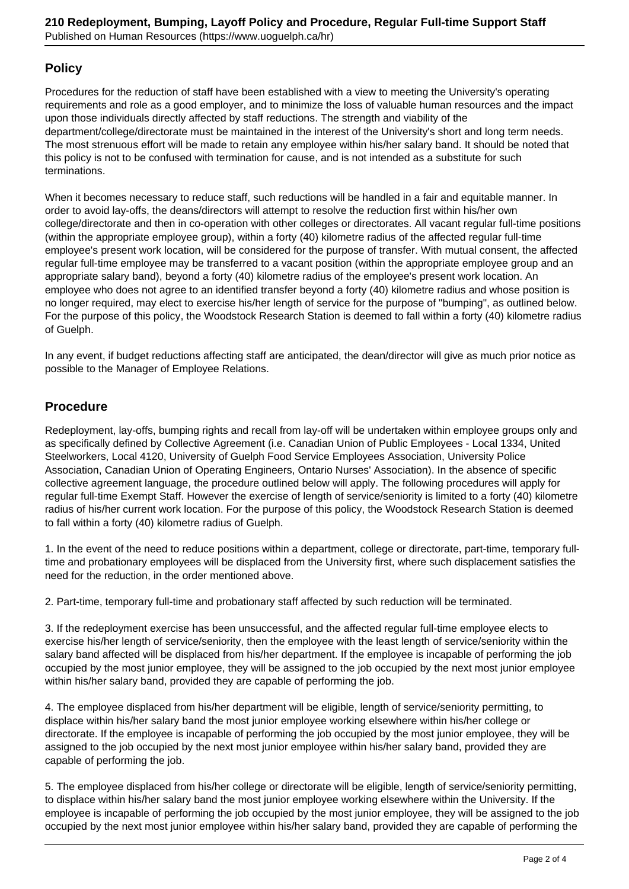## Policy

Procedures for the reduction of staff have been established with a view to meeting the University's operating requirements and role as a good employer, and to minimize the loss of valuable human resources and the impact upon those individuals directly affected by staff reductions. The strength and viability of the department/college/directorate must be maintained in the interest of the University's short and long term needs. The most strenuous effort will be made to retain any employee within his/her salary band. It should be noted that this policy is not to be confused with termination for cause, and is not intended as a substitute for such terminations.

When it becomes necessary to reduce staff, such reductions will be handled in a fair and equitable manner. In order to avoid lay-offs, the deans/directors will attempt to resolve the reduction first within his/her own college/directorate and then in co-operation with other colleges or directorates. All vacant regular full-time positions (within the appropriate employee group), within a forty (40) kilometre radius of the affected regular full-time employee's present work location, will be considered for the purpose of transfer. With mutual consent, the affected regular full-time employee may be transferred to a vacant position (within the appropriate employee group and an appropriate salary band), beyond a forty (40) kilometre radius of the employee's present work location. An employee who does not agree to an identified transfer beyond a forty (40) kilometre radius and whose position is no longer required, may elect to exercise his/her length of service for the purpose of "bumping", as outlined below. For the purpose of this policy, the Woodstock Research Station is deemed to fall within a forty (40) kilometre radius of Guelph.

In any event, if budget reductions affecting staff are anticipated, the dean/director will give as much prior notice as possible to the Manager of Employee Relations.

## Procedure

Redeployment, lay-offs, bumping rights and recall from lay-off will be undertaken within employee groups only and as specifically defined by Collective Agreement (i.e. Canadian Union of Public Employees - Local 1334, United Steelworkers, Local 4120, University of Guelph Food Service Employees Association, University Police Association, Canadian Union of Operating Engineers, Ontario Nurses' Association). In the absence of specific collective agreement language, the procedure outlined below will apply. The following procedures will apply for regular full-time Exempt Staff. However the exercise of length of service/seniority is limited to a forty (40) kilometre radius of his/her current work location. For the purpose of this policy, the Woodstock Research Station is deemed to fall within a forty (40) kilometre radius of Guelph.

1. In the event of the need to reduce positions within a department, college or directorate, part-time, temporary full-time and probationary employees will be displaced from the University first, where such displacement satisfies the need for the reduction, in the order mentioned above.

2. Part-time, temporary full-time and probationary staff affected by such reduction will be terminated.

3. If the redeployment exercise has been unsuccessful, and the affected regular full-time employee elects to exercise his/her length of service/seniority, then the employee with the least length of service/seniority within the salary band affected will be displaced from his/her department. If the employee is incapable of performing the job occupied by the most junior employee, they will be assigned to the job occupied by the next most junior employee within his/her salary band, provided they are capable of performing the job.

4. The employee displaced from his/her department will be eligible, length of service/seniority permitting, to displace within his/her salary band the most junior employee working elsewhere within his/her college or directorate. If the employee is incapable of performing the job occupied by the most junior employee, they will be assigned to the job occupied by the next most junior employee within his/her salary band, provided they are capable of performing the job.

5. The employee displaced from his/her college or directorate will be eligible, length of service/seniority permitting, to displace within his/her salary band the most junior employee working elsewhere within the University. If the employee is incapable of performing the job occupied by the most junior employee, they will be assigned to the job occupied by the next most junior employee within his/her salary band, provided they are capable of performing the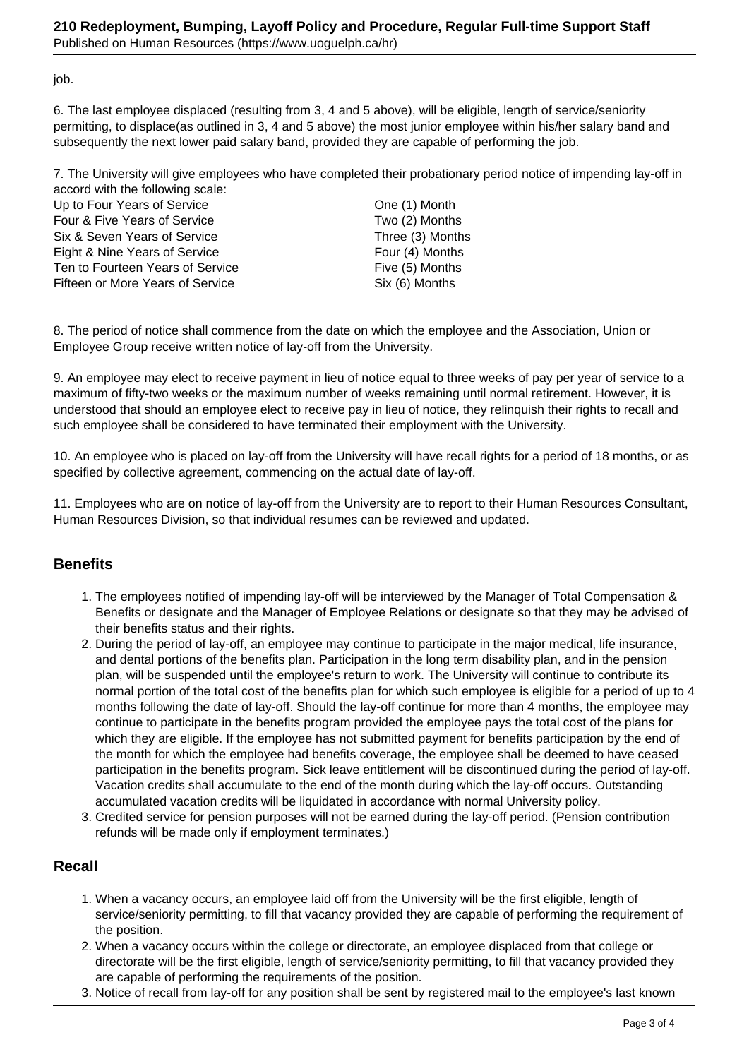job.

6. The last employee displaced (resulting from 3, 4 and 5 above), will be eligible, length of service/seniority permitting, to displace(as outlined in 3, 4 and 5 above) the most junior employee within his/her salary band and subsequently the next lower paid salary band, provided they are capable of performing the job.

7. The University will give employees who have completed their probationary period notice of impending lay-off in accord with the following scale:

| | |
|---|---|
| Up to Four Years of Service | One (1) Month |
| Four & Five Years of Service | Two (2) Months |
| Six & Seven Years of Service | Three (3) Months |
| Eight & Nine Years of Service | Four (4) Months |
| Ten to Fourteen Years of Service | Five (5) Months |
| Fifteen or More Years of Service | Six (6) Months |

8. The period of notice shall commence from the date on which the employee and the Association, Union or Employee Group receive written notice of lay-off from the University.

9. An employee may elect to receive payment in lieu of notice equal to three weeks of pay per year of service to a maximum of fifty-two weeks or the maximum number of weeks remaining until normal retirement. However, it is understood that should an employee elect to receive pay in lieu of notice, they relinquish their rights to recall and such employee shall be considered to have terminated their employment with the University.

10. An employee who is placed on lay-off from the University will have recall rights for a period of 18 months, or as specified by collective agreement, commencing on the actual date of lay-off.

11. Employees who are on notice of lay-off from the University are to report to their Human Resources Consultant, Human Resources Division, so that individual resumes can be reviewed and updated.

## Benefits

1. The employees notified of impending lay-off will be interviewed by the Manager of Total Compensation & Benefits or designate and the Manager of Employee Relations or designate so that they may be advised of their benefits status and their rights.
2. During the period of lay-off, an employee may continue to participate in the major medical, life insurance, and dental portions of the benefits plan. Participation in the long term disability plan, and in the pension plan, will be suspended until the employee's return to work. The University will continue to contribute its normal portion of the total cost of the benefits plan for which such employee is eligible for a period of up to 4 months following the date of lay-off. Should the lay-off continue for more than 4 months, the employee may continue to participate in the benefits program provided the employee pays the total cost of the plans for which they are eligible. If the employee has not submitted payment for benefits participation by the end of the month for which the employee had benefits coverage, the employee shall be deemed to have ceased participation in the benefits program. Sick leave entitlement will be discontinued during the period of lay-off. Vacation credits shall accumulate to the end of the month during which the lay-off occurs. Outstanding accumulated vacation credits will be liquidated in accordance with normal University policy.
3. Credited service for pension purposes will not be earned during the lay-off period. (Pension contribution refunds will be made only if employment terminates.)

## Recall

1. When a vacancy occurs, an employee laid off from the University will be the first eligible, length of service/seniority permitting, to fill that vacancy provided they are capable of performing the requirement of the position.
2. When a vacancy occurs within the college or directorate, an employee displaced from that college or directorate will be the first eligible, length of service/seniority permitting, to fill that vacancy provided they are capable of performing the requirements of the position.
3. Notice of recall from lay-off for any position shall be sent by registered mail to the employee's last known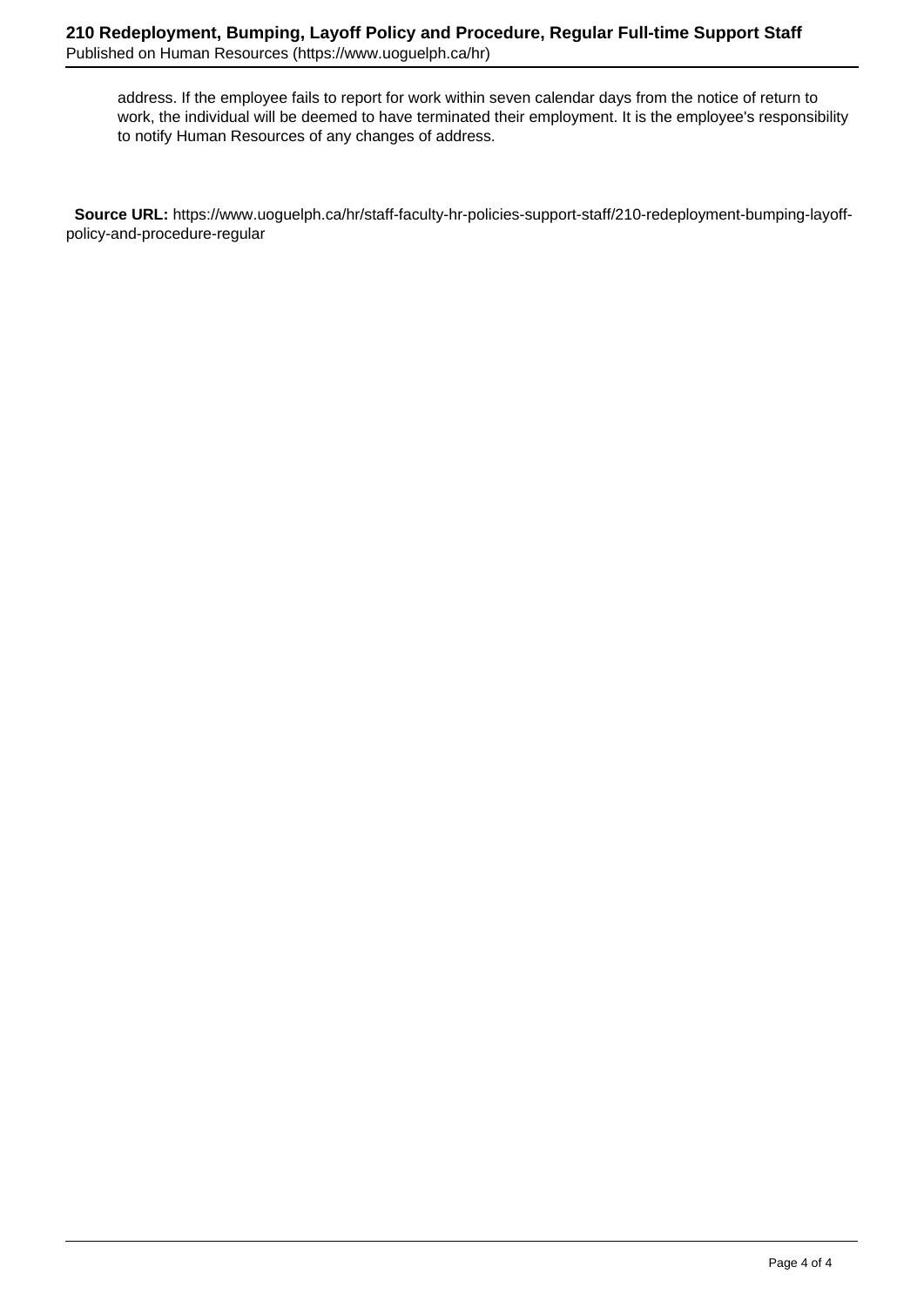address. If the employee fails to report for work within seven calendar days from the notice of return to work, the individual will be deemed to have terminated their employment. It is the employee's responsibility to notify Human Resources of any changes of address.

**Source URL:** https://www.uoguelph.ca/hr/staff-faculty-hr-policies-support-staff/210-redeployment-bumping-layoff-policy-and-procedure-regular